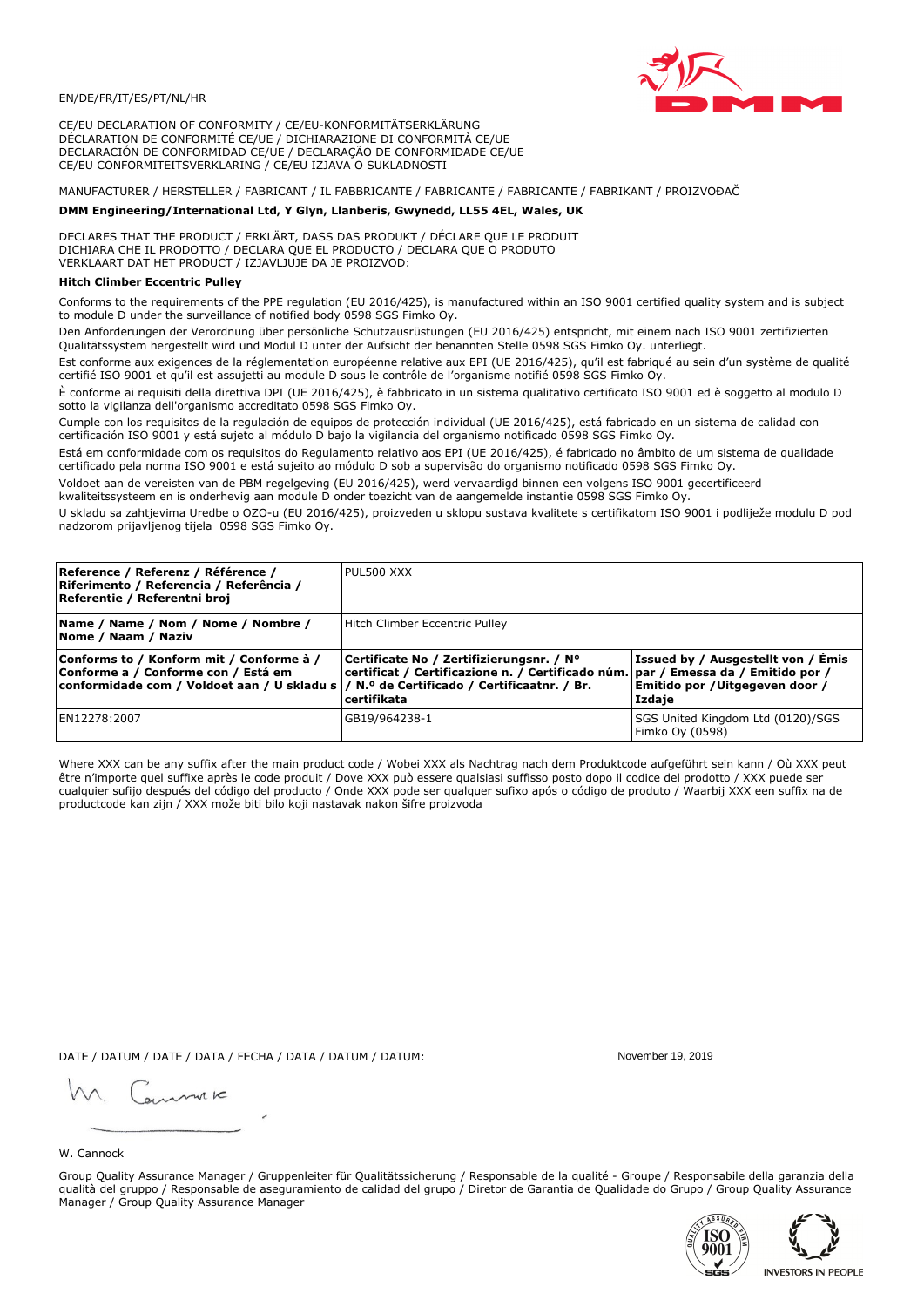EN/DE/FR/IT/ES/PT/NL/HR

CE/EU DECLARATION OF CONFORMITY / CE/EU-KONFORMITÄTSERKLÄRUNG
DÉCLARATION DE CONFORMITÉ CE/UE / DICHIARAZIONE DI CONFORMITÀ CE/UE
DECLARACIÓN DE CONFORMIDAD CE/UE / DECLARAÇÃO DE CONFORMIDADE CE/UE
CE/EU CONFORMITEITSVERKLARING / CE/EU IZJAVA O SUKLADNOSTI

MANUFACTURER / HERSTELLER / FABRICANT / IL FABBRICANTE / FABRICANTE / FABRICANTE / FABRIKANT / PROIZVOĐAČ

**DMM Engineering/International Ltd, Y Glyn, Llanberis, Gwynedd, LL55 4EL, Wales, UK**

DECLARES THAT THE PRODUCT / ERKLÄRT, DASS DAS PRODUKT / DÉCLARE QUE LE PRODUIT
DICHIARA CHE IL PRODOTTO / DECLARA QUE EL PRODUCTO / DECLARA QUE O PRODUTO
VERKLAART DAT HET PRODUCT / IZJAVLJUJE DA JE PROIZVOD:

**Hitch Climber Eccentric Pulley**

Conforms to the requirements of the PPE regulation (EU 2016/425), is manufactured within an ISO 9001 certified quality system and is subject to module D under the surveillance of notified body 0598 SGS Fimko Oy.

Den Anforderungen der Verordnung über persönliche Schutzausrüstungen (EU 2016/425) entspricht, mit einem nach ISO 9001 zertifizierten Qualitätssystem hergestellt wird und Modul D unter der Aufsicht der benannten Stelle 0598 SGS Fimko Oy. unterliegt.

Est conforme aux exigences de la réglementation européenne relative aux EPI (UE 2016/425), qu'il est fabriqué au sein d'un système de qualité certifié ISO 9001 et qu'il est assujetti au module D sous le contrôle de l'organisme notifié 0598 SGS Fimko Oy.

È conforme ai requisiti della direttiva DPI (UE 2016/425), è fabbricato in un sistema qualitativo certificato ISO 9001 ed è soggetto al modulo D sotto la vigilanza dell'organismo accreditato 0598 SGS Fimko Oy.

Cumple con los requisitos de la regulación de equipos de protección individual (UE 2016/425), está fabricado en un sistema de calidad con certificación ISO 9001 y está sujeto al módulo D bajo la vigilancia del organismo notificado 0598 SGS Fimko Oy.

Está em conformidade com os requisitos do Regulamento relativo aos EPI (UE 2016/425), é fabricado no âmbito de um sistema de qualidade certificado pela norma ISO 9001 e está sujeito ao módulo D sob a supervisão do organismo notificado 0598 SGS Fimko Oy.

Voldoet aan de vereisten van de PBM regelgeving (EU 2016/425), werd vervaardigd binnen een volgens ISO 9001 gecertificeerd kwaliteitssysteem en is onderhevig aan module D onder toezicht van de aangemelde instantie 0598 SGS Fimko Oy.

U skladu sa zahtjevima Uredbe o OZO-u (EU 2016/425), proizveden u sklopu sustava kvalitete s certifikatom ISO 9001 i podliježe modulu D pod nadzorom prijavljenog tijela 0598 SGS Fimko Oy.

| **Reference / Referenz / Référence / Riferimento / Referencia / Referência / Referentie / Referentni broj** | PUL500 XXX | |
|---|---|---|
| **Name / Name / Nom / Nome / Nombre / Nome / Naam / Naziv** | Hitch Climber Eccentric Pulley | |
| **Conforms to / Konform mit / Conforme à / Conforme a / Conforme con / Está em conformidade com / Voldoet aan / U skladu s** | **Certificate No / Zertifizierungsnr. / N° certificat / Certificazione n. / Certificado núm. / N.º de Certificado / Certificaatnr. / Br. certifikata** | **Issued by / Ausgestellt von / Émis par / Emessa da / Emitido por / Emitido por / Uitgegeven door / Izdaje** |
| EN12278:2007 | GB19/964238-1 | SGS United Kingdom Ltd (0120)/SGS Fimko Oy (0598) |

Where XXX can be any suffix after the main product code / Wobei XXX als Nachtrag nach dem Produktcode aufgeführt sein kann / Où XXX peut être n'importe quel suffixe après le code produit / Dove XXX può essere qualsiasi suffisso posto dopo il codice del prodotto / XXX puede ser cualquier sufijo después del código del producto / Onde XXX pode ser qualquer sufixo após o código de produto / Waarbij XXX een suffix na de productcode kan zijn / XXX može biti bilo koji nastavak nakon šifre proizvoda

DATE / DATUM / DATE / DATA / FECHA / DATA / DATUM / DATUM: November 19, 2019

W. Cannock

Group Quality Assurance Manager / Gruppenleiter für Qualitätssicherung / Responsable de la qualité - Groupe / Responsabile della garanzia della qualità del gruppo / Responsable de aseguramiento de calidad del grupo / Diretor de Garantia de Qualidade do Grupo / Group Quality Assurance Manager / Group Quality Assurance Manager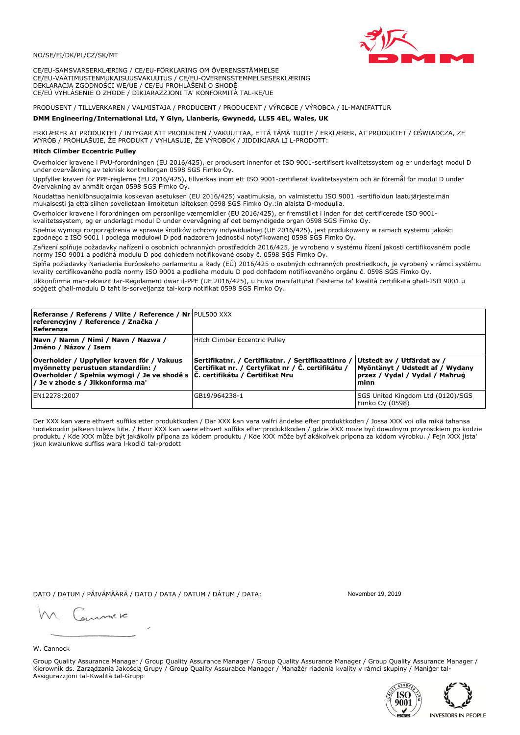NO/SE/FI/DK/PL/CZ/SK/MT

CE/EU-SAMSVARSERKLÆRING / CE/EU-FÖRKLARING OM ÖVERENSSTÄMMELSE
CE/EU-VAATIMUSTENMUKAISUUSVAKUUTUS / CE/EU-OVERENSSTEMMELSESERKLÆRING
DEKLARACJA ZGODNOŚCI WE/UE / CE/EU PROHLÁŠENÍ O SHODĚ
CE/EÚ VYHLÁSENIE O ZHODE / DIKJARAZZJONI TA' KONFORMITÀ TAL-KE/UE

PRODUSENT / TILLVERKAREN / VALMISTAJA / PRODUCENT / PRODUCENT / VÝROBCE / VÝROBCA / IL-MANIFATTUR

**DMM Engineering/International Ltd, Y Glyn, Llanberis, Gwynedd, LL55 4EL, Wales, UK**

ERKLÆRER AT PRODUKTET / INTYGAR ATT PRODUKTEN / VAKUUTTAA, ETTÄ TÄMÄ TUOTE / ERKLÆRER, AT PRODUKTET / OŚWIADCZA, ŻE WYRÓB / PROHLAŠUJE, ŽE PRODUKT / VYHLASUJE, ŽE VÝROBOK / JIDDIKJARA LI L-PRODOTT:

**Hitch Climber Eccentric Pulley**

Overholder kravene i PVU-forordningen (EU 2016/425), er produsert innenfor et ISO 9001-sertifisert kvalitetssystem og er underlagt modul D under overvåkning av teknisk kontrollorgan 0598 SGS Fimko Oy.

Uppfyller kraven för PPE-reglerna (EU 2016/425), tillverkas inom ett ISO 9001-certifierat kvalitetssystem och är föremål för modul D under övervakning av anmält organ 0598 SGS Fimko Oy.

Noudattaa henkilönsuojaimia koskevan asetuksen (EU 2016/425) vaatimuksia, on valmistettu ISO 9001 -sertifioidun laatujärjestelmän mukaisesti ja että siihen sovelletaan ilmoitetun laitoksen 0598 SGS Fimko Oy.:in alaista D-moduulia.

Overholder kravene i forordningen om personlige værnemidler (EU 2016/425), er fremstillet i inden for det certificerede ISO 9001-kvalitetssystem, og er underlagt modul D under overvågning af det bemyndigede organ 0598 SGS Fimko Oy.

Spełnia wymogi rozporządzenia w sprawie środków ochrony indywidualnej (UE 2016/425), jest produkowany w ramach systemu jakości zgodnego z ISO 9001 i podlega modułowi D pod nadzorem jednostki notyfikowanej 0598 SGS Fimko Oy.

Zařízení splňuje požadavky nařízení o osobních ochranných prostředcích 2016/425, je vyrobeno v systému řízení jakosti certifikovaném podle normy ISO 9001 a podléhá modulu D pod dohledem notifikované osoby č. 0598 SGS Fimko Oy.

Spĺňa požiadavky Nariadenia Európskeho parlamentu a Rady (EÚ) 2016/425 o osobných ochranných prostriedkoch, je vyrobený v rámci systému kvality certifikovaného podľa normy ISO 9001 a podlieha modulu D pod dohľadom notifikovaného orgánu č. 0598 SGS Fimko Oy.

Jikkonforma mar-rekwiżit tar-Regolament dwar il-PPE (UE 2016/425), u huwa manifatturat f'sistema ta' kwalità ċertifikata għall-ISO 9001 u soġġett għall-modulu D taħt is-sorveljanza tal-korp notifikat 0598 SGS Fimko Oy.

| **Referanse / Referens / Viite / Reference / Nr referencyjny / Reference / Značka / Referenza** | PUL500 XXX | |
|---|---|---|
| **Navn / Namn / Nimi / Navn / Nazwa / Jméno / Názov / Isem** | Hitch Climber Eccentric Pulley | |
| **Overholder / Uppfyller kraven för / Vakuus myönnetty perustuen standardiin: / Overholder / Spełnia wymogi / Je ve shodě s / Je v zhode s / Jikkonforma ma'** | **Sertifikatnr. / Certifikatnr. / Sertifikaattinro / Certifikat nr. / Certyfikat nr / Č. certifikátu / Č. certifikátu / Ċertifikat Nru** | **Utstedt av / Utfärdat av / Myöntänyt / Udstedt af / Wydany przez / Vydal / Vydal / Maħruġ minn** |
| EN12278:2007 | GB19/964238-1 | SGS United Kingdom Ltd (0120)/SGS Fimko Oy (0598) |

Der XXX kan være ethvert suffiks etter produktkoden / Där XXX kan vara valfri ändelse efter produktkoden / Jossa XXX voi olla mikä tahansa tuotekoodin jälkeen tuleva liite. / Hvor XXX kan være ethvert suffiks efter produktkoden / gdzie XXX może być dowolnym przyrostkiem po kodzie produktu / Kde XXX může být jakákoliv přípona za kódem produktu / Kde XXX môže byť akákoľvek prípona za kódom výrobku. / Fejn XXX jista' jkun kwalunkwe suffiss wara l-kodiċi tal-prodott

DATO / DATUM / PÄIVÄMÄÄRÄ / DATO / DATA / DATUM / DÁTUM / DATA: November 19, 2019

W. Cannock

Group Quality Assurance Manager / Group Quality Assurance Manager / Group Quality Assurance Manager / Group Quality Assurance Manager / Kierownik ds. Zarządzania Jakością Grupy / Group Quality Assurabce Manager / Manažér riadenia kvality v rámci skupiny / Maniġer tal-Assigurazzjoni tal-Kwalità tal-Grupp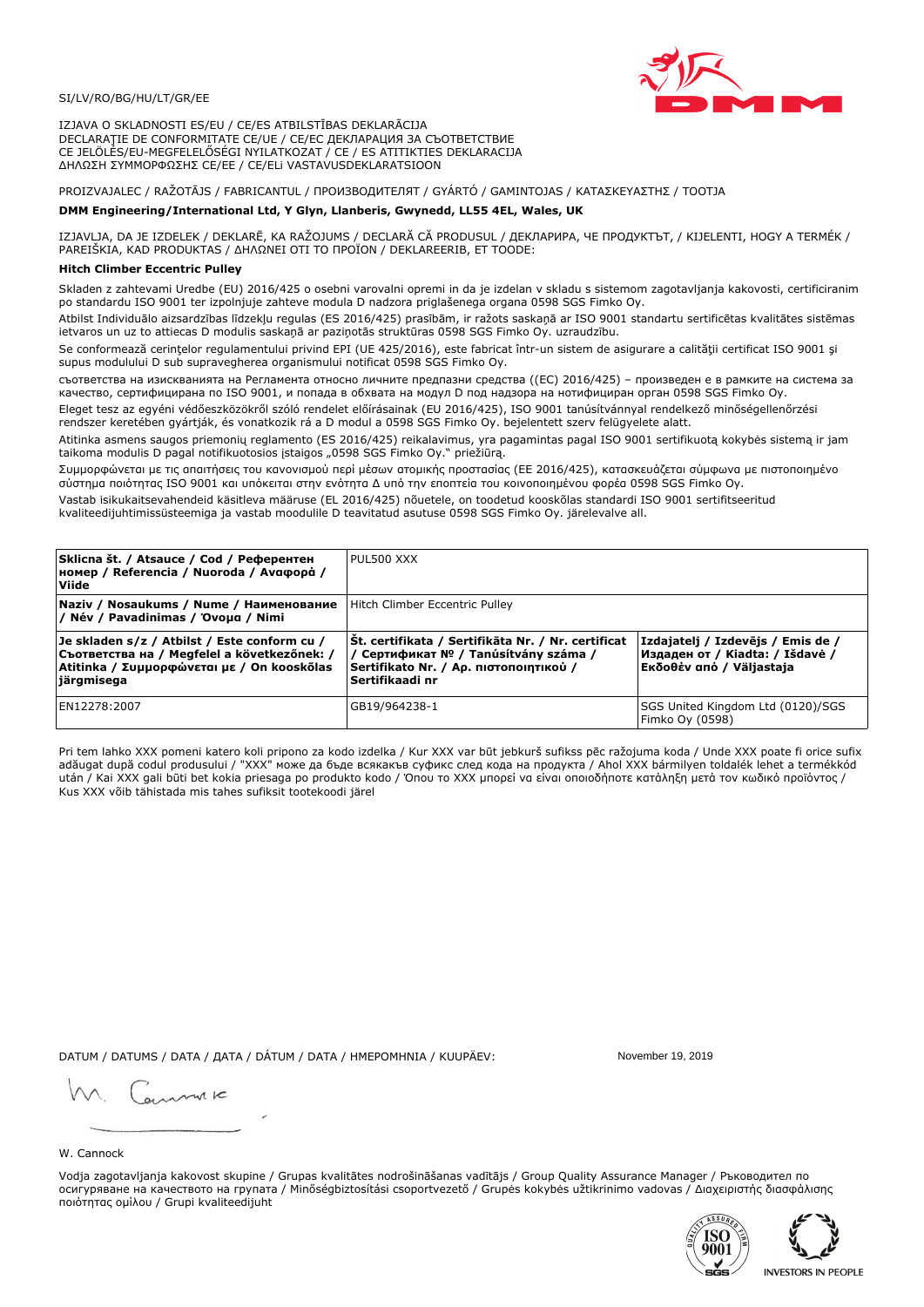SI/LV/RO/BG/HU/LT/GR/EE

IZJAVA O SKLADNOSTI ES/EU / CE/ES ATBILSTĪBAS DEKLARĀCIJA
DECLARAȚIE DE CONFORMITATE CE/UE / CE/ЕС ДЕКЛАРАЦИЯ ЗА СЪОТВЕТСТВИЕ
CE JELÖLÉS/EU-MEGFELELŐSÉGI NYILATKOZAT / CE / ES ATITIKTIES DEKLARACIJA
ΔΗΛΩΣΗ ΣΥΜΜΟΡΦΩΣΗΣ CE/EE / CE/ELi VASTAVUSDEKLARATSIOON

PROIZVAJALEC / RAŽOTĀJS / FABRICANTUL / ПРОИЗВОДИТЕЛЯТ / GYÁRTÓ / GAMINTOJAS / ΚΑΤΑΣΚΕΥΑΣΤΗΣ / TOOTJA

**DMM Engineering/International Ltd, Y Glyn, Llanberis, Gwynedd, LL55 4EL, Wales, UK**

IZJAVLJA, DA JE IZDELEK / DEKLARĒ, KA RAŽOJUMS / DECLARĂ CĂ PRODUSUL / ДЕКЛАРИРА, ЧЕ ПРОДУКТЪТ, / KIJELENTI, HOGY A TERMÉK / PAREIŠKIA, KAD PRODUKTAS / ΔΗΛΩΝΕΙ ΟΤΙ ΤΟ ΠΡΟΪΟΝ / DEKLAREERIB, ET TOODE:

**Hitch Climber Eccentric Pulley**

Skladen z zahtevami Uredbe (EU) 2016/425 o osebni varovalni opremi in da je izdelan v skladu s sistemom zagotavljanja kakovosti, certificiranim po standardu ISO 9001 ter izpolnjuje zahteve modula D nadzora priglašenega organa 0598 SGS Fimko Oy.

Atbilst Individuālo aizsardzības līdzekļu regulas (ES 2016/425) prasībām, ir ražots saskaņā ar ISO 9001 standartu sertificētas kvalitātes sistēmas ietvaros un uz to attiecas D modulis saskaņā ar paziņotās struktūras 0598 SGS Fimko Oy. uzraudzību.

Se conformează cerințelor regulamentului privind EPI (UE 425/2016), este fabricat într-un sistem de asigurare a calității certificat ISO 9001 și supus modulului D sub supravegherea organismului notificat 0598 SGS Fimko Oy.

съответства на изискванията на Регламента относно личните предпазни средства ((ЕС) 2016/425) – произведен е в рамките на система за качество, сертифицирана по ISO 9001, и попада в обхвата на модул D под надзора на нотифициран орган 0598 SGS Fimko Oy.

Eleget tesz az egyéni védőeszközökről szóló rendelet előírásainak (EU 2016/425), ISO 9001 tanúsítvánnyal rendelkező minőségellenőrzési rendszer keretében gyártják, és vonatkozik rá a D modul a 0598 SGS Fimko Oy. bejelentett szerv felügyelete alatt.

Atitinka asmens saugos priemonių reglamento (ES 2016/425) reikalavimus, yra pagamintas pagal ISO 9001 sertifikuotą kokybės sistemą ir jam taikoma modulis D pagal notifikuotosios įstaigos „0598 SGS Fimko Oy." priežiūrą.

Συμμορφώνεται με τις απαιτήσεις του κανονισμού περί μέσων ατομικής προστασίας (ΕΕ 2016/425), κατασκευάζεται σύμφωνα με πιστοποιημένο σύστημα ποιότητας ISO 9001 και υπόκειται στην ενότητα Δ υπό την εποπτεία του κοινοποιημένου φορέα 0598 SGS Fimko Oy.

Vastab isikukaitsevahendeid käsitleva määruse (EL 2016/425) nõuetele, on toodetud kooskõlas standardi ISO 9001 sertifitseeritud kvaliteedijuhtimissüsteemiga ja vastab moodulile D teavitatud asutuse 0598 SGS Fimko Oy. järelevalve all.

| | | |
|---|---|---|
| **Sklicna št. / Atsauce / Cod / Референтен номер / Referencia / Nuoroda / Αναφορά / Viide** | PUL500 XXX | |
| **Naziv / Nosaukums / Nume / Наименование / Név / Pavadinimas / Όνομα / Nimi** | Hitch Climber Eccentric Pulley | |
| **Je skladen s/z / Atbilst / Este conform cu / Съответства на / Megfelel a következőnek: / Atitinka / Συμμορφώνεται με / On kooskõlas järgmisega** | **Št. certifikata / Sertifikāta Nr. / Nr. certificat / Сертификат № / Tanúsítvány száma / Sertifikato Nr. / Αρ. πιστοποιητικού / Sertifikaadi nr** | **Izdajatelj / Izdevējs / Emis de / Издаден от / Kiadta: / Išdavė / Εκδοθέν από / Väljastaja** |
| EN12278:2007 | GB19/964238-1 | SGS United Kingdom Ltd (0120)/SGS Fimko Oy (0598) |

Pri tem lahko XXX pomeni katero koli pripono za kodo izdelka / Kur XXX var būt jebkurš sufikss pēc ražojuma koda / Unde XXX poate fi orice sufix adăugat după codul produsului / "XXX" може да бъде всякакъв суфикс след кода на продукта / Ahol XXX bármilyen toldalék lehet a termékkód után / Kai XXX gali būti bet kokia priesaga po produkto kodo / Όπου το XXX μπορεί να είναι οποιοδήποτε κατάληξη μετά τον κωδικό προϊόντος / Kus XXX võib tähistada mis tahes sufiksit tootekoodi järel

DATUM / DATUMS / DATA / ДАТА / DÁTUM / DATA / ΗΜΕΡΟΜΗΝΙΑ / KUUPÄEV: November 19, 2019

W. Cannock

Vodja zagotavljanja kakovost skupine / Grupas kvalitātes nodrošināšanas vadītājs / Group Quality Assurance Manager / Ръководител по осигуряване на качеството на групата / Minőségbiztosítási csoportvezető / Grupės kokybės užtikrinimo vadovas / Διαχειριστής διασφάλισης ποιότητας ομίλου / Grupi kvaliteedijuht